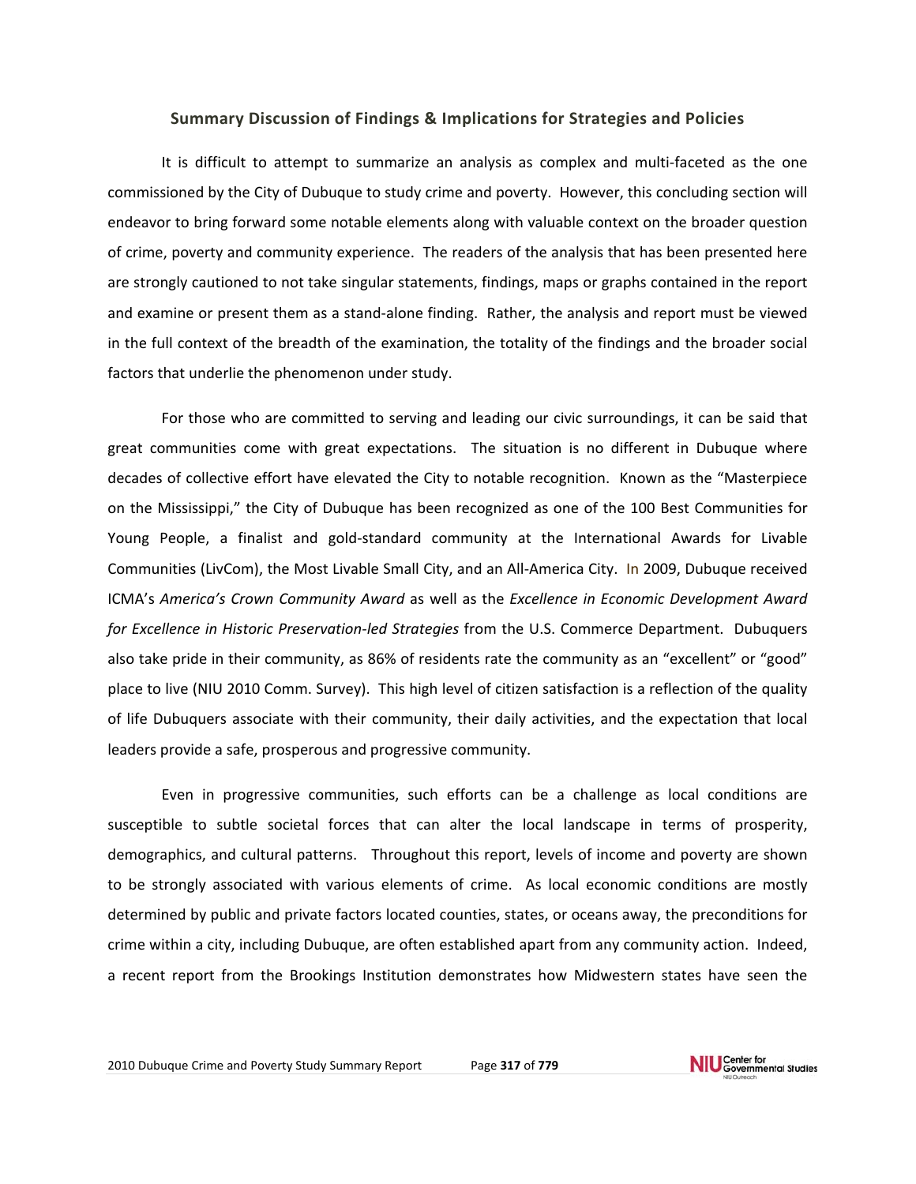## Summary Discussion of Findings & Implications for Strategies and Policies

It is difficult to attempt to summarize an analysis as complex and multi-faceted as the one commissioned by the City of Dubuque to study crime and poverty. However, this concluding section will endeavor to bring forward some notable elements along with valuable context on the broader question of crime, poverty and community experience. The readers of the analysis that has been presented here are strongly cautioned to not take singular statements, findings, maps or graphs contained in the report and examine or present them as a stand-alone finding. Rather, the analysis and report must be viewed in the full context of the breadth of the examination, the totality of the findings and the broader social factors that underlie the phenomenon under study.

For those who are committed to serving and leading our civic surroundings, it can be said that great communities come with great expectations. The situation is no different in Dubuque where decades of collective effort have elevated the City to notable recognition. Known as the "Masterpiece on the Mississippi," the City of Dubuque has been recognized as one of the 100 Best Communities for Young People, a finalist and gold-standard community at the International Awards for Livable Communities (LivCom), the Most Livable Small City, and an All-America City. In 2009, Dubuque received ICMA's *America's Crown Community Award* as well as the *Excellence in Economic Development Award for Excellence in Historic Preservation-led Strategies* from the U.S. Commerce Department. Dubuquers also take pride in their community, as 86% of residents rate the community as an "excellent" or "good" place to live (NIU 2010 Comm. Survey). This high level of citizen satisfaction is a reflection of the quality of life Dubuquers associate with their community, their daily activities, and the expectation that local leaders provide a safe, prosperous and progressive community.

Even in progressive communities, such efforts can be a challenge as local conditions are susceptible to subtle societal forces that can alter the local landscape in terms of prosperity, demographics, and cultural patterns. Throughout this report, levels of income and poverty are shown to be strongly associated with various elements of crime. As local economic conditions are mostly determined by public and private factors located counties, states, or oceans away, the preconditions for crime within a city, including Dubuque, are often established apart from any community action. Indeed, a recent report from the Brookings Institution demonstrates how Midwestern states have seen the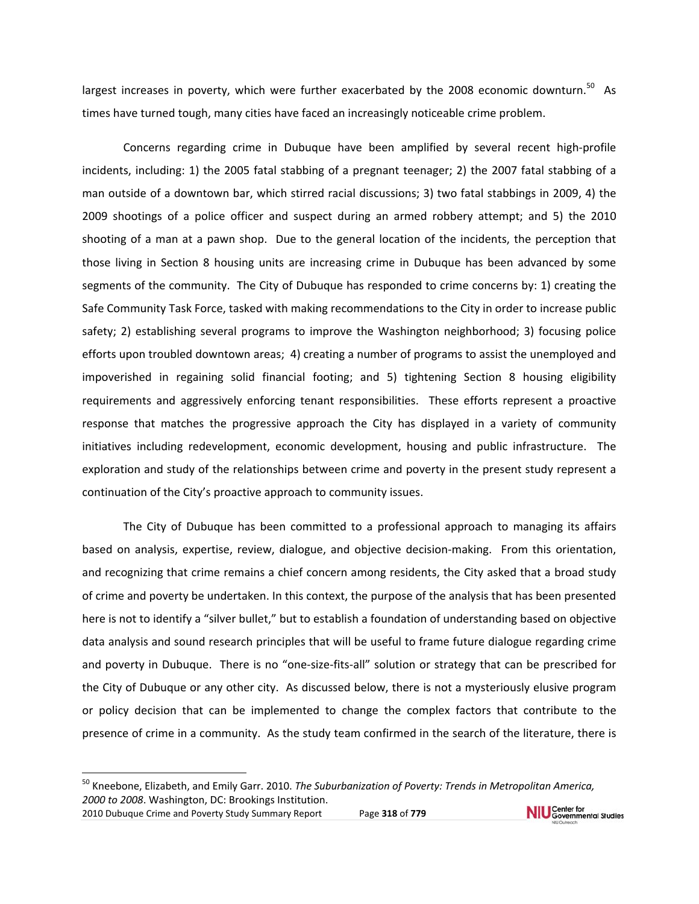largest increases in poverty, which were further exacerbated by the 2008 economic downturn.[50] As times have turned tough, many cities have faced an increasingly noticeable crime problem.

Concerns regarding crime in Dubuque have been amplified by several recent high-profile incidents, including: 1) the 2005 fatal stabbing of a pregnant teenager; 2) the 2007 fatal stabbing of a man outside of a downtown bar, which stirred racial discussions; 3) two fatal stabbings in 2009, 4) the 2009 shootings of a police officer and suspect during an armed robbery attempt; and 5) the 2010 shooting of a man at a pawn shop. Due to the general location of the incidents, the perception that those living in Section 8 housing units are increasing crime in Dubuque has been advanced by some segments of the community. The City of Dubuque has responded to crime concerns by: 1) creating the Safe Community Task Force, tasked with making recommendations to the City in order to increase public safety; 2) establishing several programs to improve the Washington neighborhood; 3) focusing police efforts upon troubled downtown areas; 4) creating a number of programs to assist the unemployed and impoverished in regaining solid financial footing; and 5) tightening Section 8 housing eligibility requirements and aggressively enforcing tenant responsibilities. These efforts represent a proactive response that matches the progressive approach the City has displayed in a variety of community initiatives including redevelopment, economic development, housing and public infrastructure. The exploration and study of the relationships between crime and poverty in the present study represent a continuation of the City's proactive approach to community issues.

The City of Dubuque has been committed to a professional approach to managing its affairs based on analysis, expertise, review, dialogue, and objective decision-making. From this orientation, and recognizing that crime remains a chief concern among residents, the City asked that a broad study of crime and poverty be undertaken. In this context, the purpose of the analysis that has been presented here is not to identify a "silver bullet," but to establish a foundation of understanding based on objective data analysis and sound research principles that will be useful to frame future dialogue regarding crime and poverty in Dubuque. There is no "one-size-fits-all" solution or strategy that can be prescribed for the City of Dubuque or any other city. As discussed below, there is not a mysteriously elusive program or policy decision that can be implemented to change the complex factors that contribute to the presence of crime in a community. As the study team confirmed in the search of the literature, there is

[50] Kneebone, Elizabeth, and Emily Garr. 2010. *The Suburbanization of Poverty: Trends in Metropolitan America, 2000 to 2008*. Washington, DC: Brookings Institution.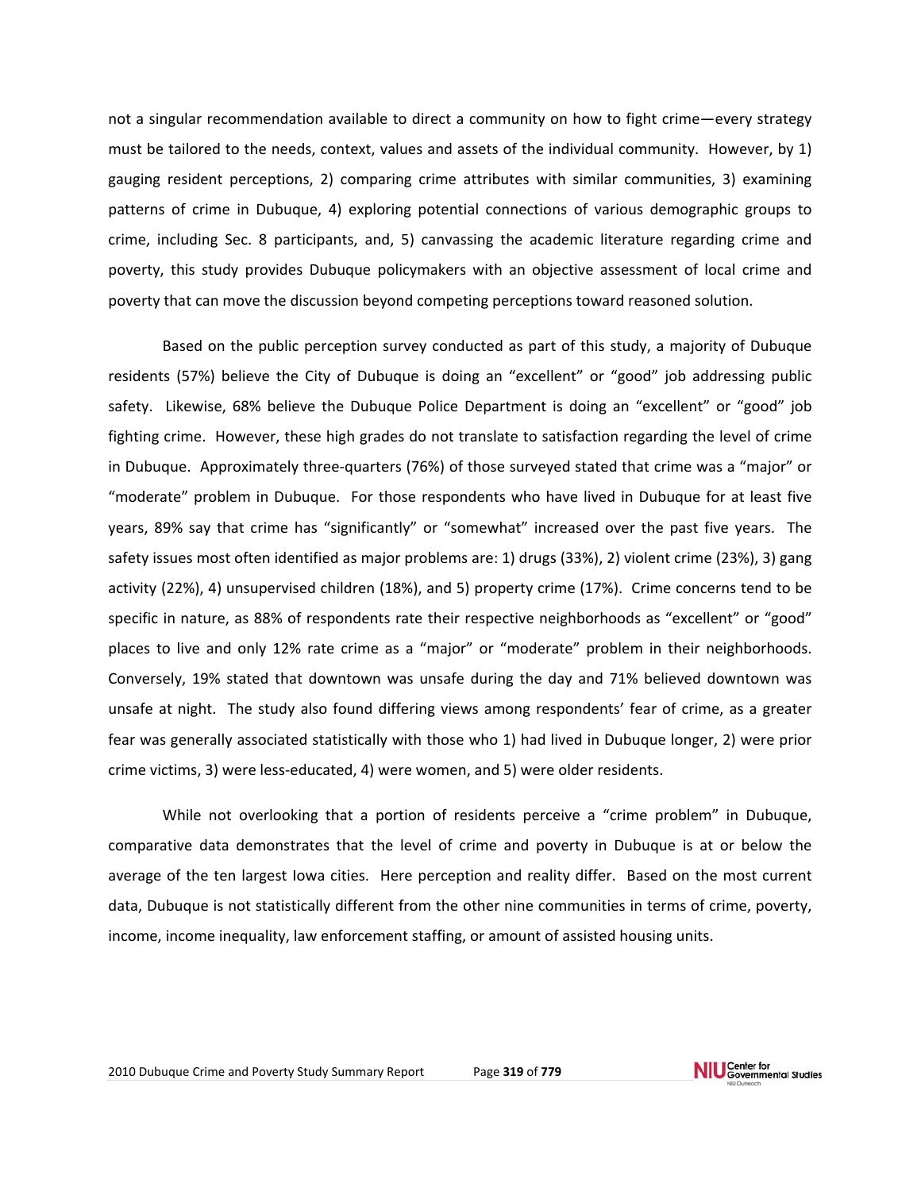not a singular recommendation available to direct a community on how to fight crime—every strategy must be tailored to the needs, context, values and assets of the individual community. However, by 1) gauging resident perceptions, 2) comparing crime attributes with similar communities, 3) examining patterns of crime in Dubuque, 4) exploring potential connections of various demographic groups to crime, including Sec. 8 participants, and, 5) canvassing the academic literature regarding crime and poverty, this study provides Dubuque policymakers with an objective assessment of local crime and poverty that can move the discussion beyond competing perceptions toward reasoned solution.

Based on the public perception survey conducted as part of this study, a majority of Dubuque residents (57%) believe the City of Dubuque is doing an "excellent" or "good" job addressing public safety. Likewise, 68% believe the Dubuque Police Department is doing an "excellent" or "good" job fighting crime. However, these high grades do not translate to satisfaction regarding the level of crime in Dubuque. Approximately three-quarters (76%) of those surveyed stated that crime was a "major" or "moderate" problem in Dubuque. For those respondents who have lived in Dubuque for at least five years, 89% say that crime has "significantly" or "somewhat" increased over the past five years. The safety issues most often identified as major problems are: 1) drugs (33%), 2) violent crime (23%), 3) gang activity (22%), 4) unsupervised children (18%), and 5) property crime (17%). Crime concerns tend to be specific in nature, as 88% of respondents rate their respective neighborhoods as "excellent" or "good" places to live and only 12% rate crime as a "major" or "moderate" problem in their neighborhoods. Conversely, 19% stated that downtown was unsafe during the day and 71% believed downtown was unsafe at night. The study also found differing views among respondents' fear of crime, as a greater fear was generally associated statistically with those who 1) had lived in Dubuque longer, 2) were prior crime victims, 3) were less-educated, 4) were women, and 5) were older residents.

While not overlooking that a portion of residents perceive a "crime problem" in Dubuque, comparative data demonstrates that the level of crime and poverty in Dubuque is at or below the average of the ten largest Iowa cities. Here perception and reality differ. Based on the most current data, Dubuque is not statistically different from the other nine communities in terms of crime, poverty, income, income inequality, law enforcement staffing, or amount of assisted housing units.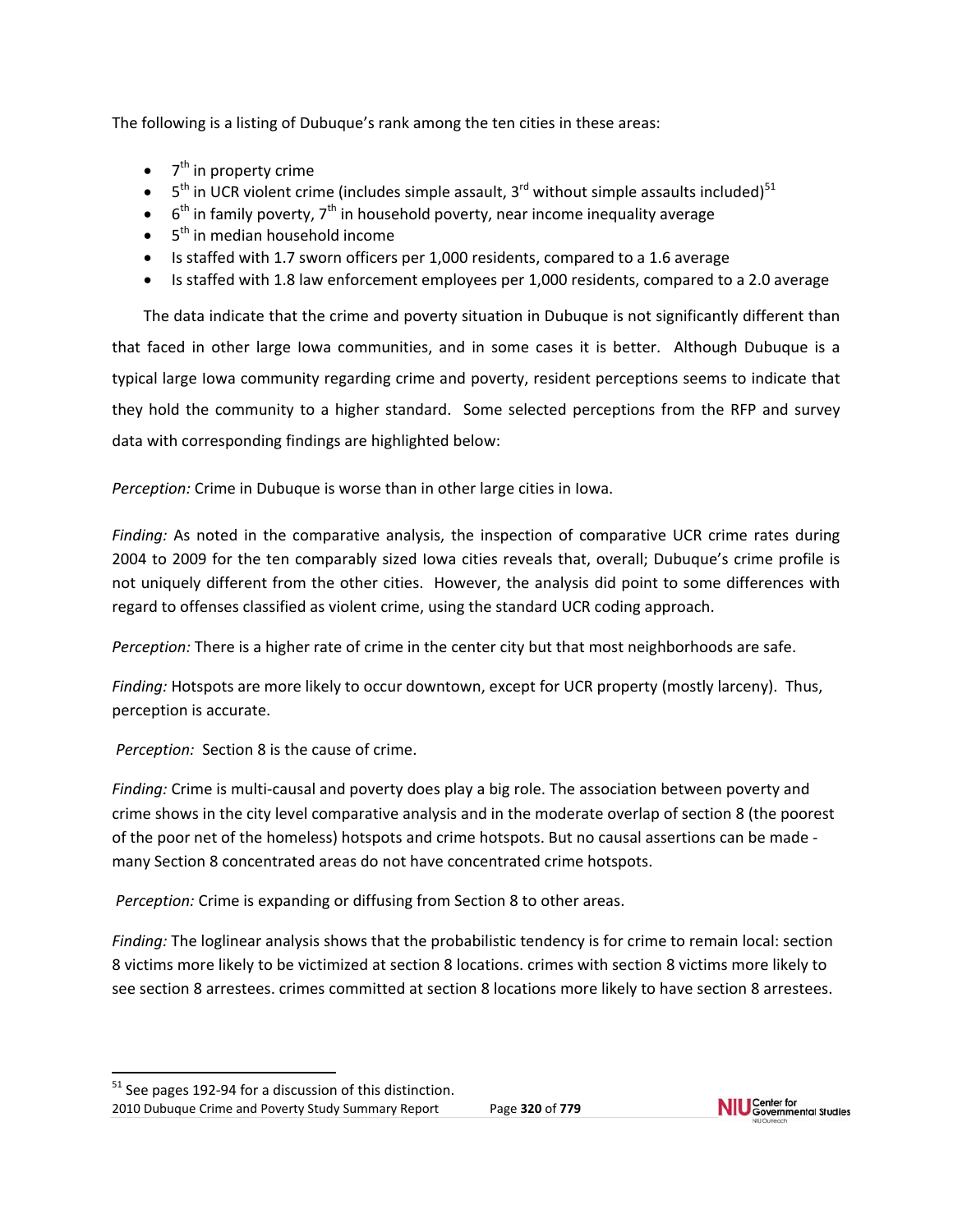The following is a listing of Dubuque's rank among the ten cities in these areas:

- 7th in property crime
- 5th in UCR violent crime (includes simple assault, 3rd without simple assaults included)[51]
- 6th in family poverty, 7th in household poverty, near income inequality average
- 5th in median household income
- Is staffed with 1.7 sworn officers per 1,000 residents, compared to a 1.6 average
- Is staffed with 1.8 law enforcement employees per 1,000 residents, compared to a 2.0 average

The data indicate that the crime and poverty situation in Dubuque is not significantly different than that faced in other large Iowa communities, and in some cases it is better. Although Dubuque is a typical large Iowa community regarding crime and poverty, resident perceptions seems to indicate that they hold the community to a higher standard. Some selected perceptions from the RFP and survey data with corresponding findings are highlighted below:

*Perception:* Crime in Dubuque is worse than in other large cities in Iowa.

*Finding:* As noted in the comparative analysis, the inspection of comparative UCR crime rates during 2004 to 2009 for the ten comparably sized Iowa cities reveals that, overall; Dubuque's crime profile is not uniquely different from the other cities. However, the analysis did point to some differences with regard to offenses classified as violent crime, using the standard UCR coding approach.

*Perception:* There is a higher rate of crime in the center city but that most neighborhoods are safe.

*Finding:* Hotspots are more likely to occur downtown, except for UCR property (mostly larceny). Thus, perception is accurate.

*Perception:* Section 8 is the cause of crime.

*Finding:* Crime is multi-causal and poverty does play a big role. The association between poverty and crime shows in the city level comparative analysis and in the moderate overlap of section 8 (the poorest of the poor net of the homeless) hotspots and crime hotspots. But no causal assertions can be made - many Section 8 concentrated areas do not have concentrated crime hotspots.

*Perception:* Crime is expanding or diffusing from Section 8 to other areas.

*Finding:* The loglinear analysis shows that the probabilistic tendency is for crime to remain local: section 8 victims more likely to be victimized at section 8 locations. crimes with section 8 victims more likely to see section 8 arrestees. crimes committed at section 8 locations more likely to have section 8 arrestees.

---

[51] See pages 192-94 for a discussion of this distinction.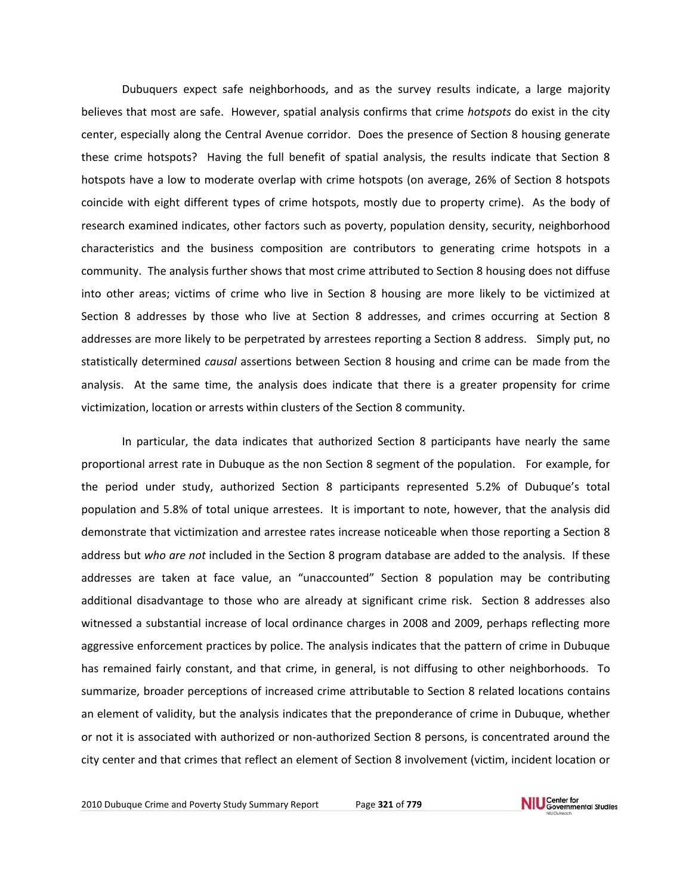Dubuquers expect safe neighborhoods, and as the survey results indicate, a large majority believes that most are safe. However, spatial analysis confirms that crime *hotspots* do exist in the city center, especially along the Central Avenue corridor. Does the presence of Section 8 housing generate these crime hotspots? Having the full benefit of spatial analysis, the results indicate that Section 8 hotspots have a low to moderate overlap with crime hotspots (on average, 26% of Section 8 hotspots coincide with eight different types of crime hotspots, mostly due to property crime). As the body of research examined indicates, other factors such as poverty, population density, security, neighborhood characteristics and the business composition are contributors to generating crime hotspots in a community. The analysis further shows that most crime attributed to Section 8 housing does not diffuse into other areas; victims of crime who live in Section 8 housing are more likely to be victimized at Section 8 addresses by those who live at Section 8 addresses, and crimes occurring at Section 8 addresses are more likely to be perpetrated by arrestees reporting a Section 8 address. Simply put, no statistically determined *causal* assertions between Section 8 housing and crime can be made from the analysis. At the same time, the analysis does indicate that there is a greater propensity for crime victimization, location or arrests within clusters of the Section 8 community.

In particular, the data indicates that authorized Section 8 participants have nearly the same proportional arrest rate in Dubuque as the non Section 8 segment of the population. For example, for the period under study, authorized Section 8 participants represented 5.2% of Dubuque's total population and 5.8% of total unique arrestees. It is important to note, however, that the analysis did demonstrate that victimization and arrestee rates increase noticeable when those reporting a Section 8 address but *who are not* included in the Section 8 program database are added to the analysis. If these addresses are taken at face value, an "unaccounted" Section 8 population may be contributing additional disadvantage to those who are already at significant crime risk. Section 8 addresses also witnessed a substantial increase of local ordinance charges in 2008 and 2009, perhaps reflecting more aggressive enforcement practices by police. The analysis indicates that the pattern of crime in Dubuque has remained fairly constant, and that crime, in general, is not diffusing to other neighborhoods. To summarize, broader perceptions of increased crime attributable to Section 8 related locations contains an element of validity, but the analysis indicates that the preponderance of crime in Dubuque, whether or not it is associated with authorized or non-authorized Section 8 persons, is concentrated around the city center and that crimes that reflect an element of Section 8 involvement (victim, incident location or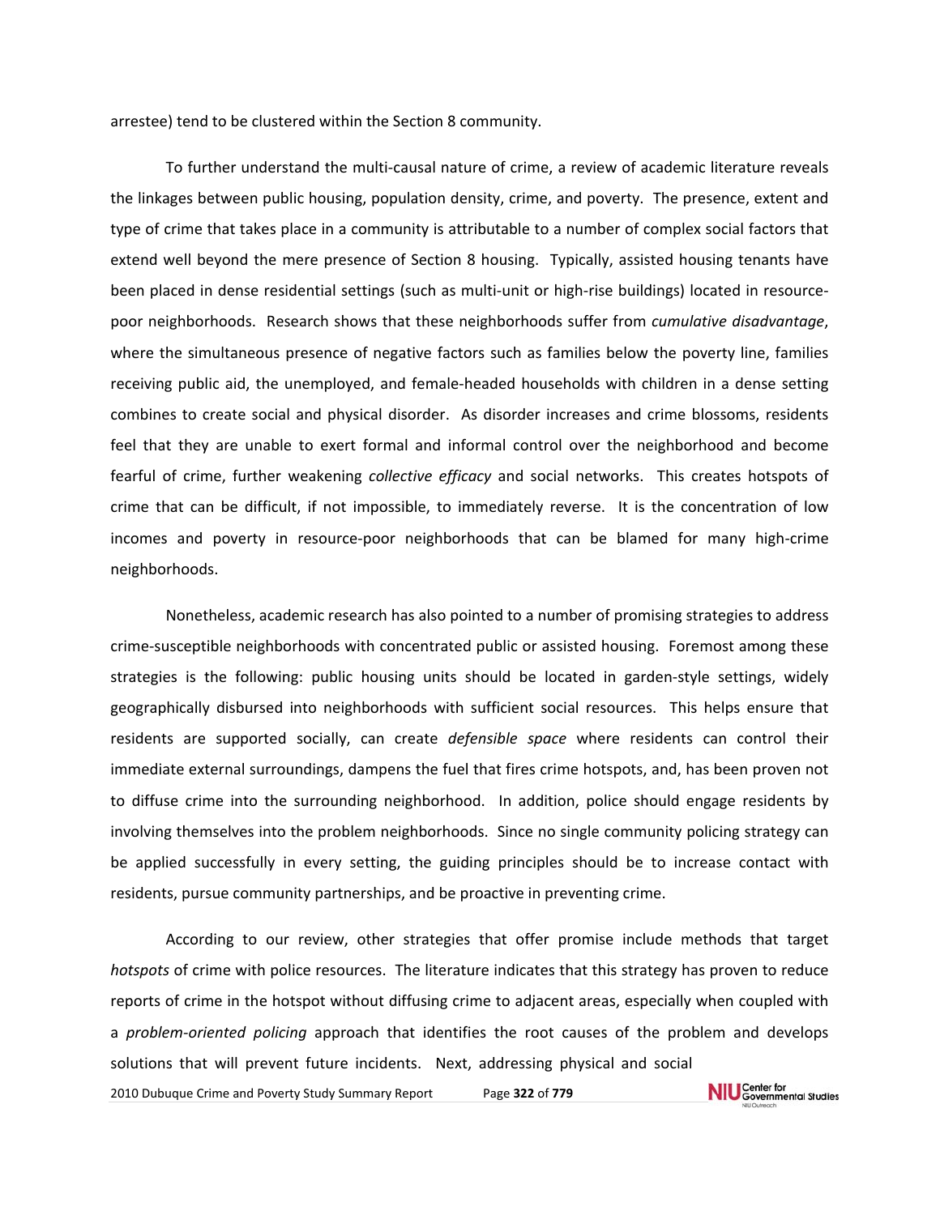arrestee) tend to be clustered within the Section 8 community.

To further understand the multi-causal nature of crime, a review of academic literature reveals the linkages between public housing, population density, crime, and poverty. The presence, extent and type of crime that takes place in a community is attributable to a number of complex social factors that extend well beyond the mere presence of Section 8 housing. Typically, assisted housing tenants have been placed in dense residential settings (such as multi-unit or high-rise buildings) located in resource-poor neighborhoods. Research shows that these neighborhoods suffer from *cumulative disadvantage*, where the simultaneous presence of negative factors such as families below the poverty line, families receiving public aid, the unemployed, and female-headed households with children in a dense setting combines to create social and physical disorder. As disorder increases and crime blossoms, residents feel that they are unable to exert formal and informal control over the neighborhood and become fearful of crime, further weakening *collective efficacy* and social networks. This creates hotspots of crime that can be difficult, if not impossible, to immediately reverse. It is the concentration of low incomes and poverty in resource-poor neighborhoods that can be blamed for many high-crime neighborhoods.

Nonetheless, academic research has also pointed to a number of promising strategies to address crime-susceptible neighborhoods with concentrated public or assisted housing. Foremost among these strategies is the following: public housing units should be located in garden-style settings, widely geographically disbursed into neighborhoods with sufficient social resources. This helps ensure that residents are supported socially, can create *defensible space* where residents can control their immediate external surroundings, dampens the fuel that fires crime hotspots, and, has been proven not to diffuse crime into the surrounding neighborhood. In addition, police should engage residents by involving themselves into the problem neighborhoods. Since no single community policing strategy can be applied successfully in every setting, the guiding principles should be to increase contact with residents, pursue community partnerships, and be proactive in preventing crime.

According to our review, other strategies that offer promise include methods that target *hotspots* of crime with police resources. The literature indicates that this strategy has proven to reduce reports of crime in the hotspot without diffusing crime to adjacent areas, especially when coupled with a *problem-oriented policing* approach that identifies the root causes of the problem and develops solutions that will prevent future incidents. Next, addressing physical and social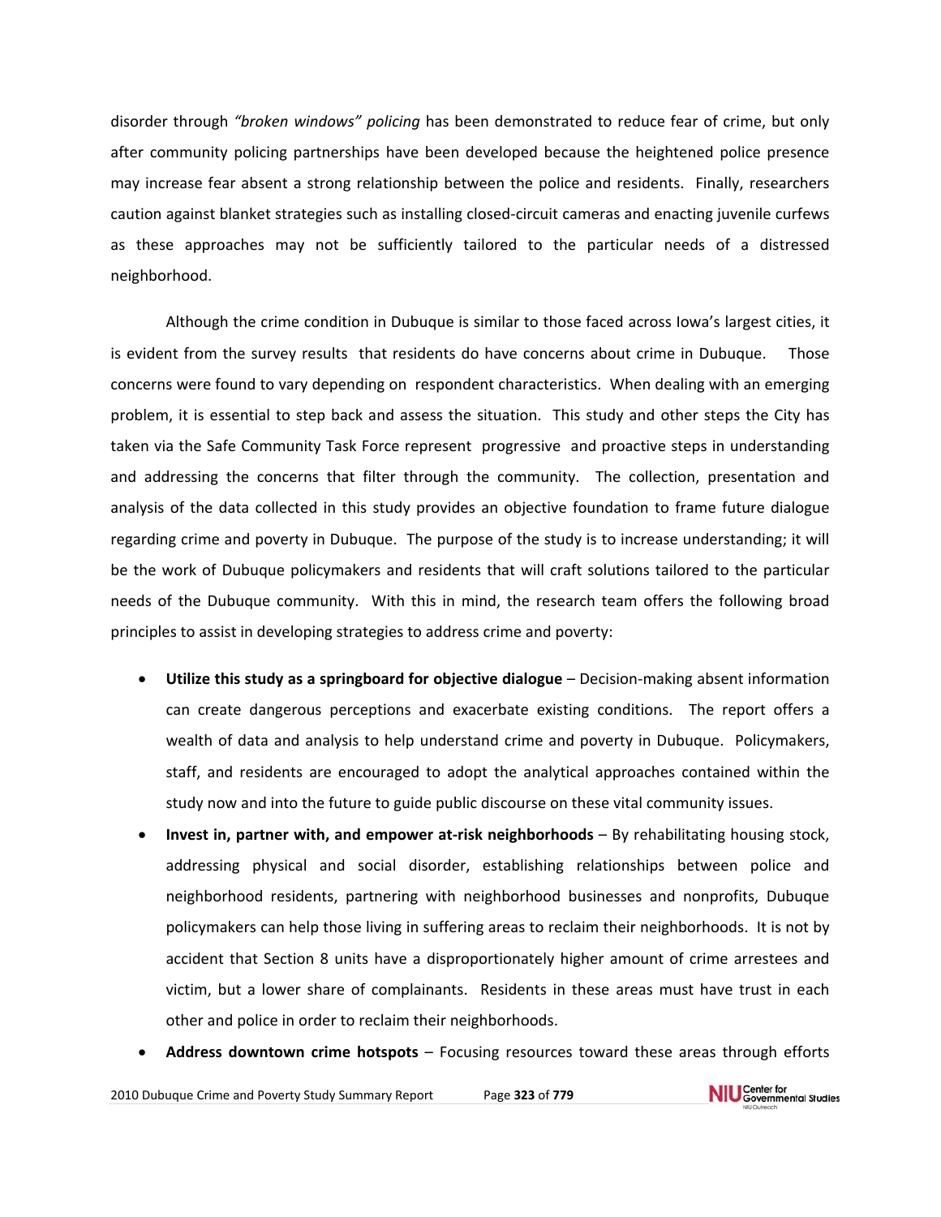disorder through *"broken windows" policing* has been demonstrated to reduce fear of crime, but only after community policing partnerships have been developed because the heightened police presence may increase fear absent a strong relationship between the police and residents. Finally, researchers caution against blanket strategies such as installing closed-circuit cameras and enacting juvenile curfews as these approaches may not be sufficiently tailored to the particular needs of a distressed neighborhood.

Although the crime condition in Dubuque is similar to those faced across Iowa's largest cities, it is evident from the survey results that residents do have concerns about crime in Dubuque. Those concerns were found to vary depending on respondent characteristics. When dealing with an emerging problem, it is essential to step back and assess the situation. This study and other steps the City has taken via the Safe Community Task Force represent progressive and proactive steps in understanding and addressing the concerns that filter through the community. The collection, presentation and analysis of the data collected in this study provides an objective foundation to frame future dialogue regarding crime and poverty in Dubuque. The purpose of the study is to increase understanding; it will be the work of Dubuque policymakers and residents that will craft solutions tailored to the particular needs of the Dubuque community. With this in mind, the research team offers the following broad principles to assist in developing strategies to address crime and poverty:

- **Utilize this study as a springboard for objective dialogue** – Decision-making absent information can create dangerous perceptions and exacerbate existing conditions. The report offers a wealth of data and analysis to help understand crime and poverty in Dubuque. Policymakers, staff, and residents are encouraged to adopt the analytical approaches contained within the study now and into the future to guide public discourse on these vital community issues.
- **Invest in, partner with, and empower at-risk neighborhoods** – By rehabilitating housing stock, addressing physical and social disorder, establishing relationships between police and neighborhood residents, partnering with neighborhood businesses and nonprofits, Dubuque policymakers can help those living in suffering areas to reclaim their neighborhoods. It is not by accident that Section 8 units have a disproportionately higher amount of crime arrestees and victim, but a lower share of complainants. Residents in these areas must have trust in each other and police in order to reclaim their neighborhoods.
- **Address downtown crime hotspots** – Focusing resources toward these areas through efforts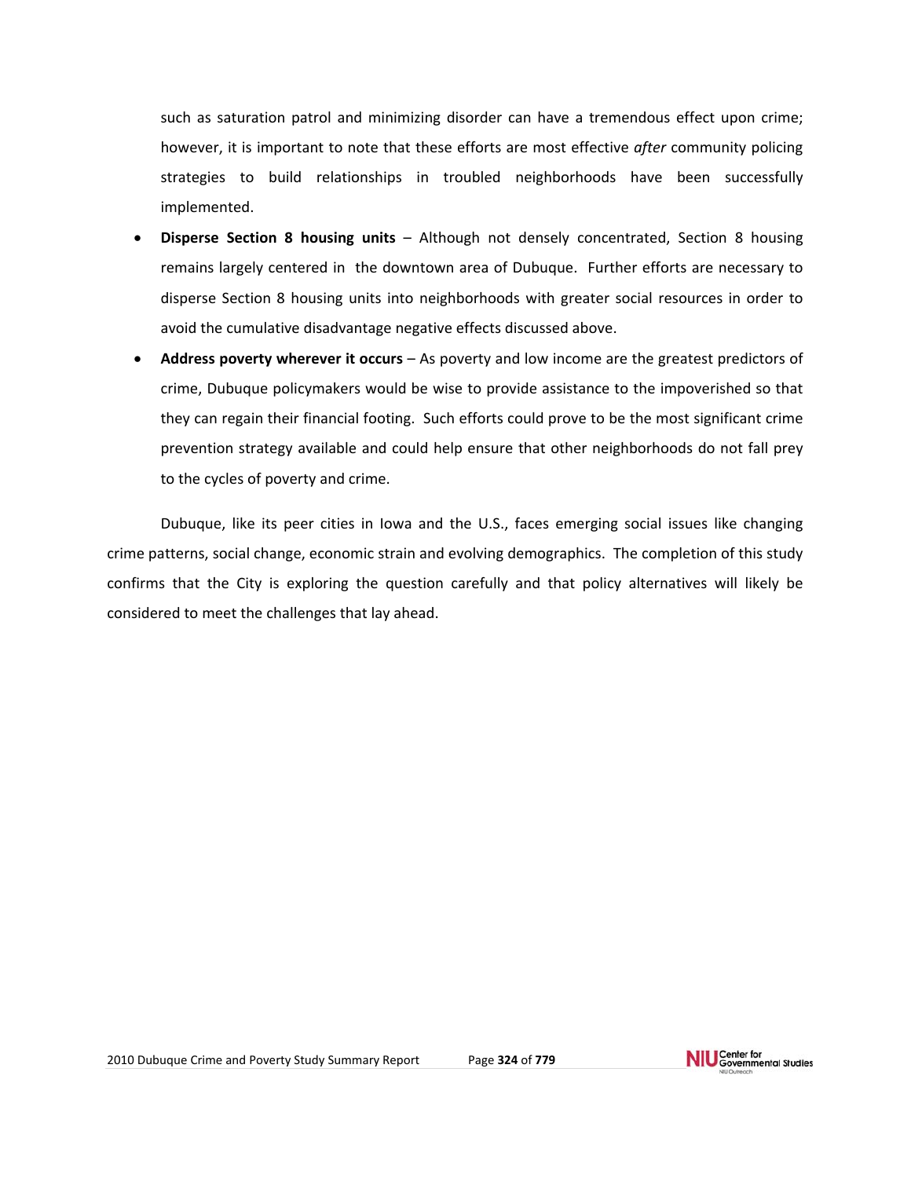such as saturation patrol and minimizing disorder can have a tremendous effect upon crime; however, it is important to note that these efforts are most effective *after* community policing strategies to build relationships in troubled neighborhoods have been successfully implemented.

- **Disperse Section 8 housing units** – Although not densely concentrated, Section 8 housing remains largely centered in the downtown area of Dubuque. Further efforts are necessary to disperse Section 8 housing units into neighborhoods with greater social resources in order to avoid the cumulative disadvantage negative effects discussed above.
- **Address poverty wherever it occurs** – As poverty and low income are the greatest predictors of crime, Dubuque policymakers would be wise to provide assistance to the impoverished so that they can regain their financial footing. Such efforts could prove to be the most significant crime prevention strategy available and could help ensure that other neighborhoods do not fall prey to the cycles of poverty and crime.

Dubuque, like its peer cities in Iowa and the U.S., faces emerging social issues like changing crime patterns, social change, economic strain and evolving demographics. The completion of this study confirms that the City is exploring the question carefully and that policy alternatives will likely be considered to meet the challenges that lay ahead.